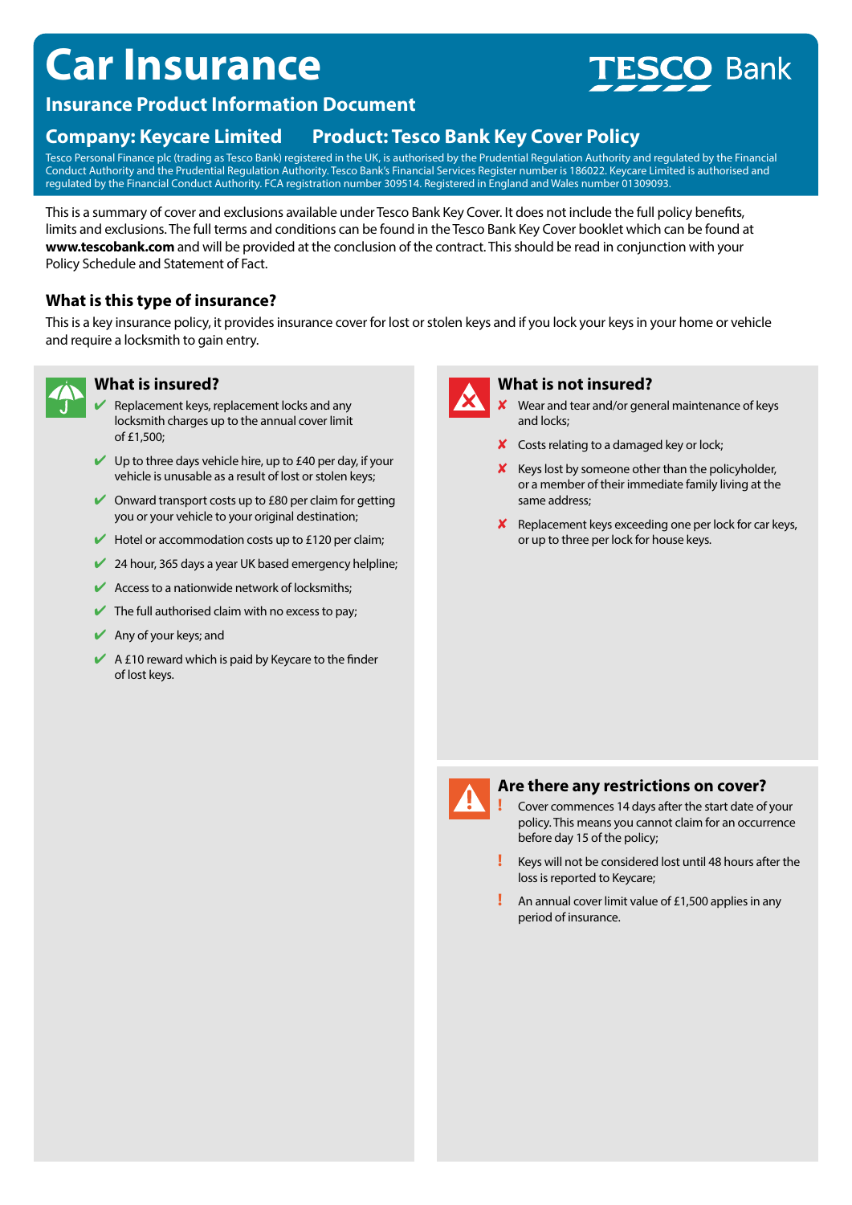# Car Insurance

TESCO Bank

## Insurance Product Information Document

## Company: Keycare Limited Product: Tesco Bank Key Cover Policy

Tesco Personal Finance plc (trading as Tesco Bank) registered in the UK, is authorised by the Prudential Regulation Authority and regulated by the Financial Conduct Authority and the Prudential Regulation Authority. Tesco Bank's Financial Services Register number is 186022. Keycare Limited is authorised and regulated by the Financial Conduct Authority. FCA registration number 309514. Registered in England and Wales number 01309093.

This is a summary of cover and exclusions available under Tesco Bank Key Cover. It does not include the full policy benefits, limits and exclusions. The full terms and conditions can be found in the Tesco Bank Key Cover booklet which can be found at **www.tescobank.com** and will be provided at the conclusion of the contract. This should be read in conjunction with your Policy Schedule and Statement of Fact.

### What is this type of insurance?

This is a key insurance policy, it provides insurance cover for lost or stolen keys and if you lock your keys in your home or vehicle and require a locksmith to gain entry.

### What is insured?

- ✔ Replacement keys, replacement locks and any locksmith charges up to the annual cover limit of £1,500;
- ✔ Up to three days vehicle hire, up to £40 per day, if your vehicle is unusable as a result of lost or stolen keys;
- ✔ Onward transport costs up to £80 per claim for getting you or your vehicle to your original destination;
- ✔ Hotel or accommodation costs up to £120 per claim;
- ✔ 24 hour, 365 days a year UK based emergency helpline;
- ✔ Access to a nationwide network of locksmiths;
- ✔ The full authorised claim with no excess to pay;
- ✔ Any of your keys; and
- ✔ A £10 reward which is paid by Keycare to the finder of lost keys.

### What is not insured?

- ✘ Wear and tear and/or general maintenance of keys and locks;
- ✘ Costs relating to a damaged key or lock;
- ✘ Keys lost by someone other than the policyholder, or a member of their immediate family living at the same address;
- ✘ Replacement keys exceeding one per lock for car keys, or up to three per lock for house keys.

### Are there any restrictions on cover?

- ! Cover commences 14 days after the start date of your policy. This means you cannot claim for an occurrence before day 15 of the policy;
- ! Keys will not be considered lost until 48 hours after the loss is reported to Keycare;
- ! An annual cover limit value of £1,500 applies in any period of insurance.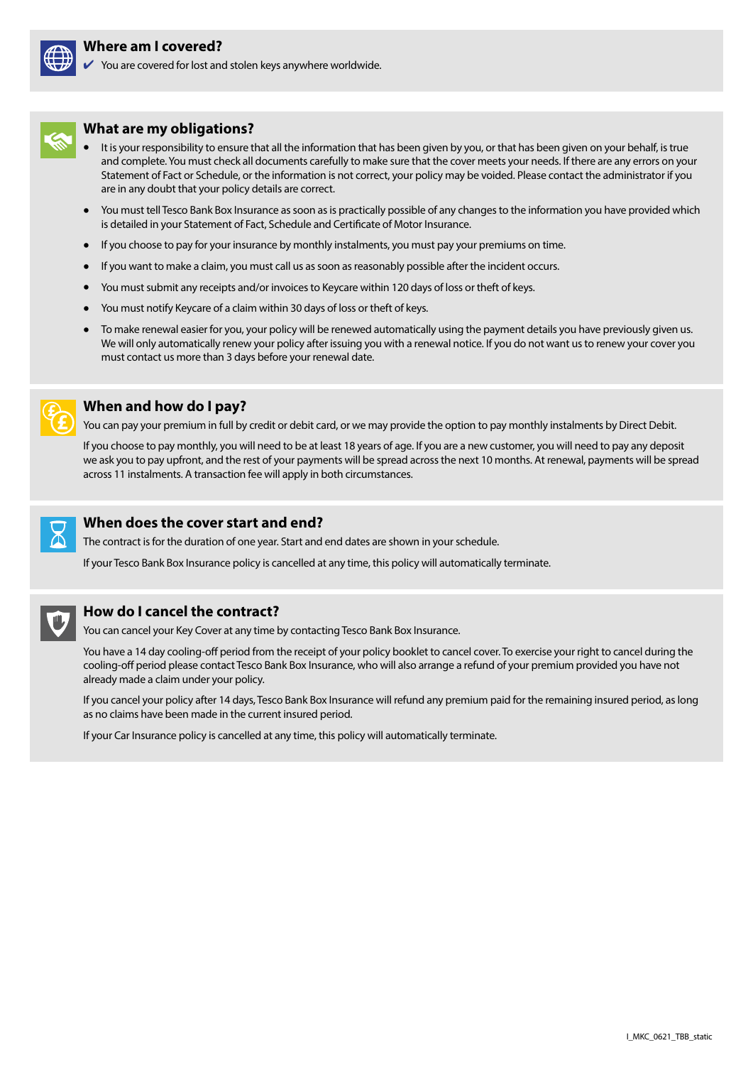## Where am I covered?

✔ You are covered for lost and stolen keys anywhere worldwide.

## What are my obligations?

- It is your responsibility to ensure that all the information that has been given by you, or that has been given on your behalf, is true and complete. You must check all documents carefully to make sure that the cover meets your needs. If there are any errors on your Statement of Fact or Schedule, or the information is not correct, your policy may be voided. Please contact the administrator if you are in any doubt that your policy details are correct.
- You must tell Tesco Bank Box Insurance as soon as is practically possible of any changes to the information you have provided which is detailed in your Statement of Fact, Schedule and Certificate of Motor Insurance.
- If you choose to pay for your insurance by monthly instalments, you must pay your premiums on time.
- If you want to make a claim, you must call us as soon as reasonably possible after the incident occurs.
- You must submit any receipts and/or invoices to Keycare within 120 days of loss or theft of keys.
- You must notify Keycare of a claim within 30 days of loss or theft of keys.
- To make renewal easier for you, your policy will be renewed automatically using the payment details you have previously given us. We will only automatically renew your policy after issuing you with a renewal notice. If you do not want us to renew your cover you must contact us more than 3 days before your renewal date.

## When and how do I pay?

You can pay your premium in full by credit or debit card, or we may provide the option to pay monthly instalments by Direct Debit.

If you choose to pay monthly, you will need to be at least 18 years of age. If you are a new customer, you will need to pay any deposit we ask you to pay upfront, and the rest of your payments will be spread across the next 10 months. At renewal, payments will be spread across 11 instalments. A transaction fee will apply in both circumstances.

## When does the cover start and end?

The contract is for the duration of one year. Start and end dates are shown in your schedule.

If your Tesco Bank Box Insurance policy is cancelled at any time, this policy will automatically terminate.

## How do I cancel the contract?

You can cancel your Key Cover at any time by contacting Tesco Bank Box Insurance.

You have a 14 day cooling-off period from the receipt of your policy booklet to cancel cover. To exercise your right to cancel during the cooling-off period please contact Tesco Bank Box Insurance, who will also arrange a refund of your premium provided you have not already made a claim under your policy.

If you cancel your policy after 14 days, Tesco Bank Box Insurance will refund any premium paid for the remaining insured period, as long as no claims have been made in the current insured period.

If your Car Insurance policy is cancelled at any time, this policy will automatically terminate.

I_MKC_0621_TBB_static